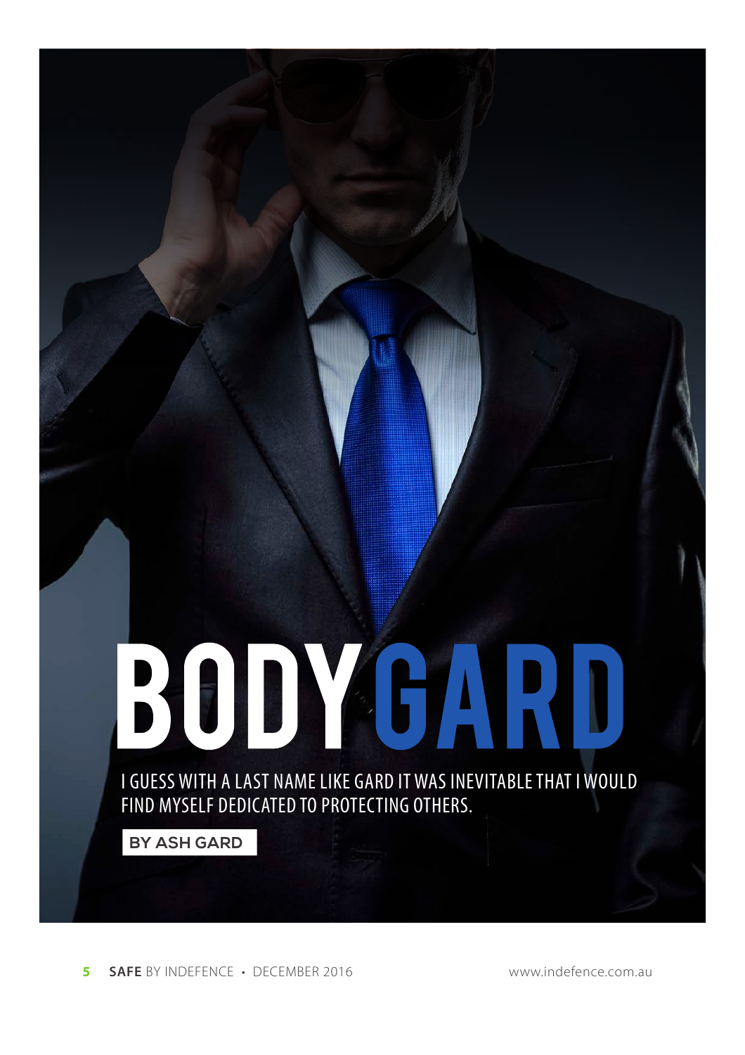# BODYGARD

I GUESS WITH A LAST NAME LIKE GARD IT WAS INEVITABLE THAT I WOULD FIND MYSELF DEDICATED TO PROTECTING OTHERS.

**BY ASH GARD**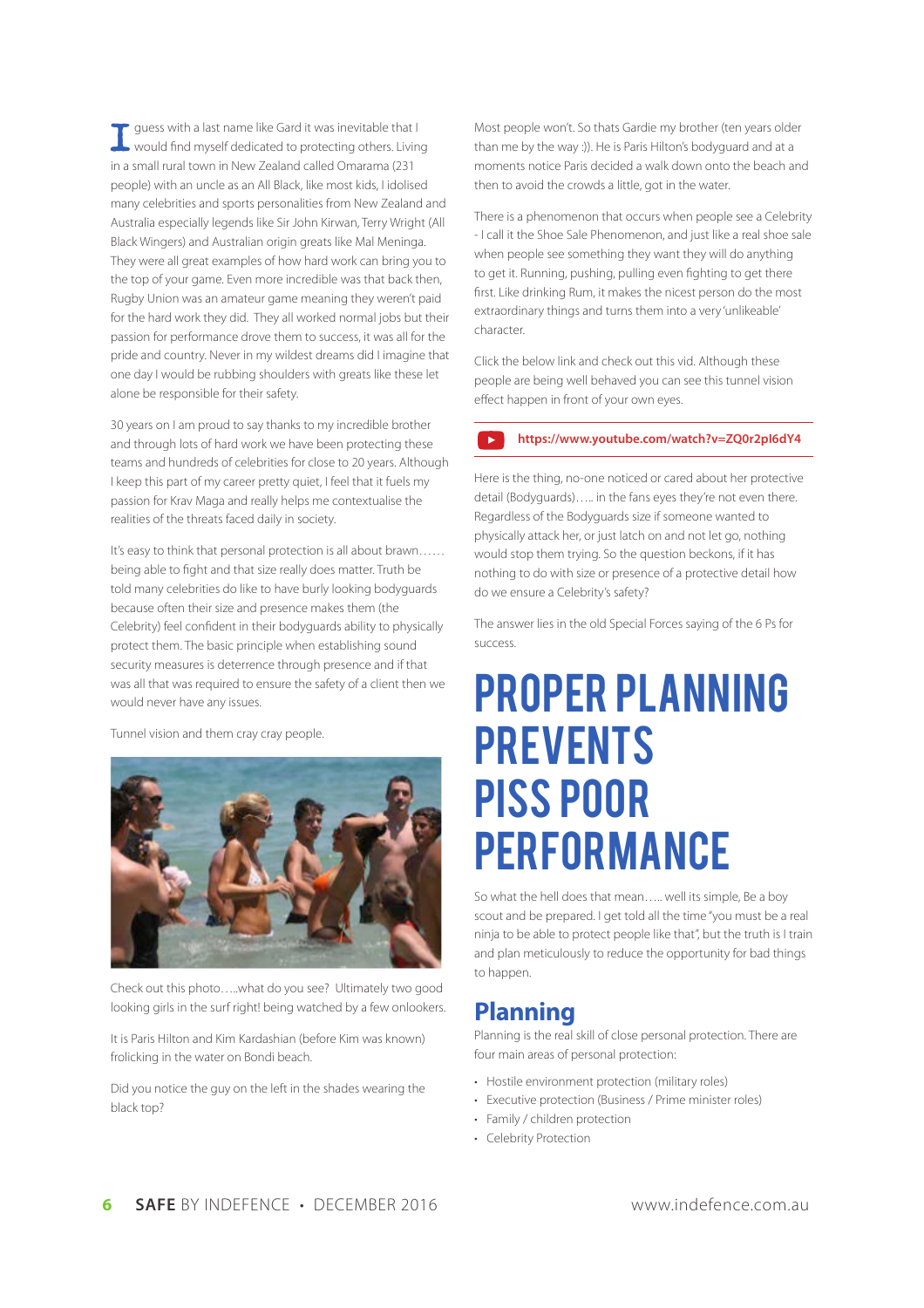I guess with a last name like Gard it was inevitable that I would find myself dedicated to protecting others. Living in a small rural town in New Zealand called Omarama (231 people) with an uncle as an All Black, like most kids, I idolised many celebrities and sports personalities from New Zealand and Australia especially legends like Sir John Kirwan, Terry Wright (All Black Wingers) and Australian origin greats like Mal Meninga. They were all great examples of how hard work can bring you to the top of your game. Even more incredible was that back then, Rugby Union was an amateur game meaning they weren't paid for the hard work they did. They all worked normal jobs but their passion for performance drove them to success, it was all for the pride and country. Never in my wildest dreams did I imagine that one day I would be rubbing shoulders with greats like these let alone be responsible for their safety.

30 years on I am proud to say thanks to my incredible brother and through lots of hard work we have been protecting these teams and hundreds of celebrities for close to 20 years. Although I keep this part of my career pretty quiet, I feel that it fuels my passion for Krav Maga and really helps me contextualise the realities of the threats faced daily in society.

It's easy to think that personal protection is all about brawn…… being able to fight and that size really does matter. Truth be told many celebrities do like to have burly looking bodyguards because often their size and presence makes them (the Celebrity) feel confident in their bodyguards ability to physically protect them. The basic principle when establishing sound security measures is deterrence through presence and if that was all that was required to ensure the safety of a client then we would never have any issues.

Tunnel vision and them cray cray people.

Check out this photo…..what do you see? Ultimately two good looking girls in the surf right! being watched by a few onlookers.

It is Paris Hilton and Kim Kardashian (before Kim was known) frolicking in the water on Bondi beach.

Did you notice the guy on the left in the shades wearing the black top?

Most people won't. So thats Gardie my brother (ten years older than me by the way :)). He is Paris Hilton's bodyguard and at a moments notice Paris decided a walk down onto the beach and then to avoid the crowds a little, got in the water.

There is a phenomenon that occurs when people see a Celebrity - I call it the Shoe Sale Phenomenon, and just like a real shoe sale when people see something they want they will do anything to get it. Running, pushing, pulling even fighting to get there first. Like drinking Rum, it makes the nicest person do the most extraordinary things and turns them into a very 'unlikeable' character.

Click the below link and check out this vid. Although these people are being well behaved you can see this tunnel vision effect happen in front of your own eyes.

**https://www.youtube.com/watch?v=ZQ0r2pI6dY4**

Here is the thing, no-one noticed or cared about her protective detail (Bodyguards)….. in the fans eyes they're not even there. Regardless of the Bodyguards size if someone wanted to physically attack her, or just latch on and not let go, nothing would stop them trying. So the question beckons, if it has nothing to do with size or presence of a protective detail how do we ensure a Celebrity's safety?

The answer lies in the old Special Forces saying of the 6 Ps for success.

# PROPER PLANNING PREVENTS PISS POOR PERFORMANCE

So what the hell does that mean….. well its simple, Be a boy scout and be prepared. I get told all the time "you must be a real ninja to be able to protect people like that", but the truth is I train and plan meticulously to reduce the opportunity for bad things to happen.

## Planning

Planning is the real skill of close personal protection. There are four main areas of personal protection:

- Hostile environment protection (military roles)
- Executive protection (Business / Prime minister roles)
- Family / children protection
- Celebrity Protection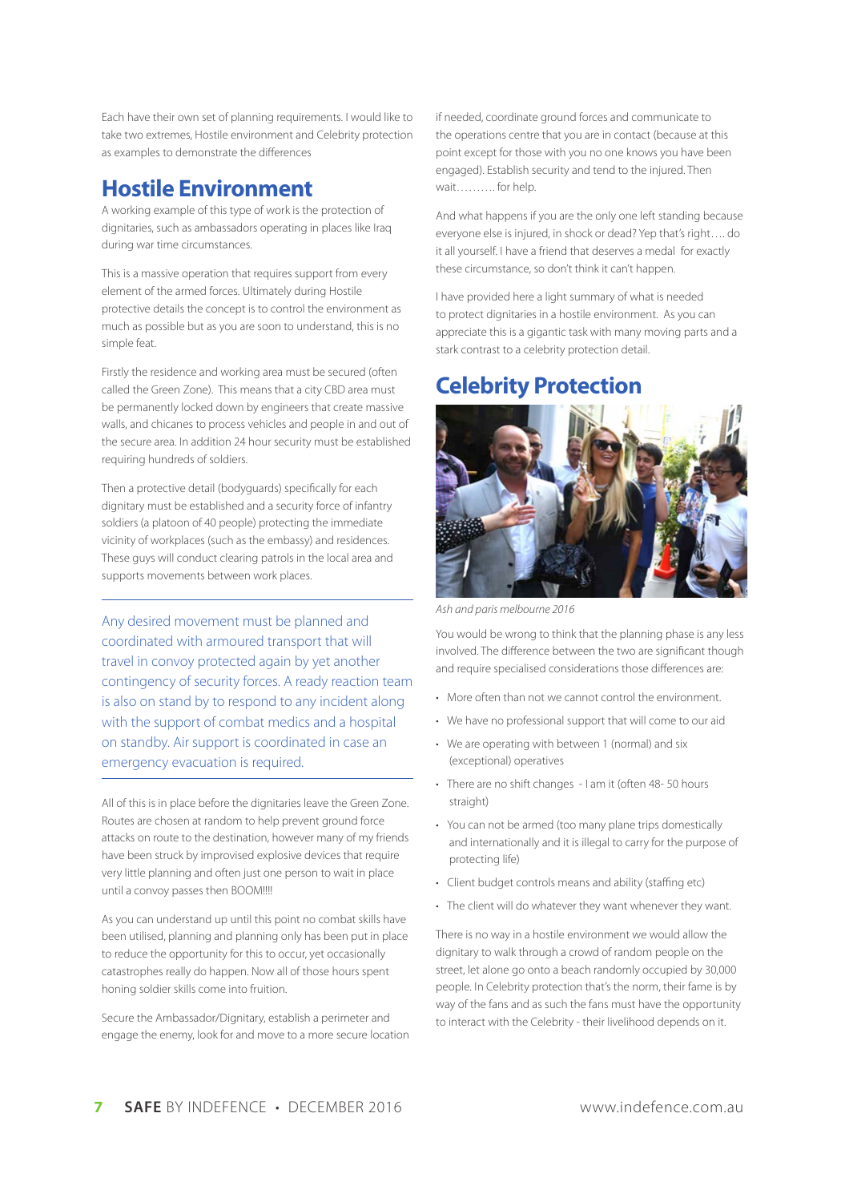Each have their own set of planning requirements. I would like to take two extremes, Hostile environment and Celebrity protection as examples to demonstrate the differences

## Hostile Environment

A working example of this type of work is the protection of dignitaries, such as ambassadors operating in places like Iraq during war time circumstances.

This is a massive operation that requires support from every element of the armed forces. Ultimately during Hostile protective details the concept is to control the environment as much as possible but as you are soon to understand, this is no simple feat.

Firstly the residence and working area must be secured (often called the Green Zone). This means that a city CBD area must be permanently locked down by engineers that create massive walls, and chicanes to process vehicles and people in and out of the secure area. In addition 24 hour security must be established requiring hundreds of soldiers.

Then a protective detail (bodyguards) specifically for each dignitary must be established and a security force of infantry soldiers (a platoon of 40 people) protecting the immediate vicinity of workplaces (such as the embassy) and residences. These guys will conduct clearing patrols in the local area and supports movements between work places.

> Any desired movement must be planned and coordinated with armoured transport that will travel in convoy protected again by yet another contingency of security forces. A ready reaction team is also on stand by to respond to any incident along with the support of combat medics and a hospital on standby. Air support is coordinated in case an emergency evacuation is required.

All of this is in place before the dignitaries leave the Green Zone. Routes are chosen at random to help prevent ground force attacks on route to the destination, however many of my friends have been struck by improvised explosive devices that require very little planning and often just one person to wait in place until a convoy passes then BOOM!!!!

As you can understand up until this point no combat skills have been utilised, planning and planning only has been put in place to reduce the opportunity for this to occur, yet occasionally catastrophes really do happen. Now all of those hours spent honing soldier skills come into fruition.

Secure the Ambassador/Dignitary, establish a perimeter and engage the enemy, look for and move to a more secure location if needed, coordinate ground forces and communicate to the operations centre that you are in contact (because at this point except for those with you no one knows you have been engaged). Establish security and tend to the injured. Then wait………. for help.

And what happens if you are the only one left standing because everyone else is injured, in shock or dead? Yep that's right…. do it all yourself. I have a friend that deserves a medal for exactly these circumstance, so don't think it can't happen.

I have provided here a light summary of what is needed to protect dignitaries in a hostile environment. As you can appreciate this is a gigantic task with many moving parts and a stark contrast to a celebrity protection detail.

## Celebrity Protection

*Ash and paris melbourne 2016*

You would be wrong to think that the planning phase is any less involved. The difference between the two are significant though and require specialised considerations those differences are:

- More often than not we cannot control the environment.
- We have no professional support that will come to our aid
- We are operating with between 1 (normal) and six (exceptional) operatives
- There are no shift changes - I am it (often 48- 50 hours straight)
- You can not be armed (too many plane trips domestically and internationally and it is illegal to carry for the purpose of protecting life)
- Client budget controls means and ability (staffing etc)
- The client will do whatever they want whenever they want.

There is no way in a hostile environment we would allow the dignitary to walk through a crowd of random people on the street, let alone go onto a beach randomly occupied by 30,000 people. In Celebrity protection that's the norm, their fame is by way of the fans and as such the fans must have the opportunity to interact with the Celebrity - their livelihood depends on it.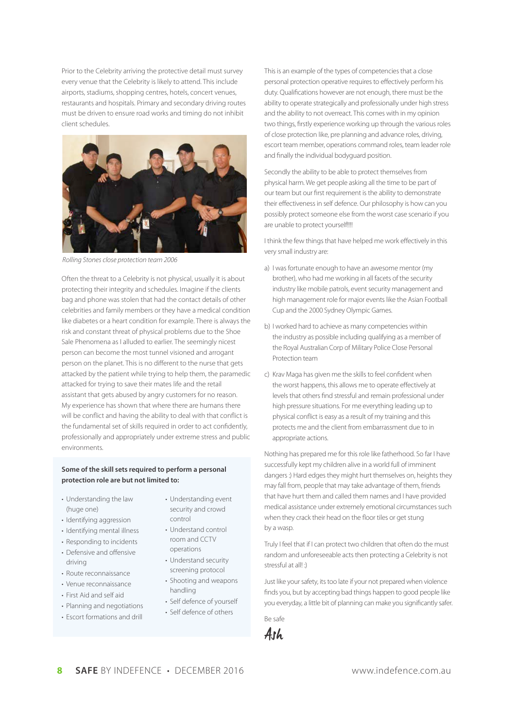Prior to the Celebrity arriving the protective detail must survey every venue that the Celebrity is likely to attend. This include airports, stadiums, shopping centres, hotels, concert venues, restaurants and hospitals. Primary and secondary driving routes must be driven to ensure road works and timing do not inhibit client schedules.

*Rolling Stones close protection team 2006*

Often the threat to a Celebrity is not physical, usually it is about protecting their integrity and schedules. Imagine if the clients bag and phone was stolen that had the contact details of other celebrities and family members or they have a medical condition like diabetes or a heart condition for example. There is always the risk and constant threat of physical problems due to the Shoe Sale Phenomena as I alluded to earlier. The seemingly nicest person can become the most tunnel visioned and arrogant person on the planet. This is no different to the nurse that gets attacked by the patient while trying to help them, the paramedic attacked for trying to save their mates life and the retail assistant that gets abused by angry customers for no reason. My experience has shown that where there are humans there will be conflict and having the ability to deal with that conflict is the fundamental set of skills required in order to act confidently, professionally and appropriately under extreme stress and public environments.

**Some of the skill sets required to perform a personal protection role are but not limited to:**

- Understanding the law (huge one)
- Identifying aggression
- Identifying mental illness
- Responding to incidents
- Defensive and offensive driving
- Route reconnaissance
- Venue reconnaissance
- First Aid and self aid
- Planning and negotiations
- Escort formations and drill
- Understanding event security and crowd control
- Understand control room and CCTV operations
- Understand security screening protocol
- Shooting and weapons handling
- Self defence of yourself
- Self defence of others

This is an example of the types of competencies that a close personal protection operative requires to effectively perform his duty. Qualifications however are not enough, there must be the ability to operate strategically and professionally under high stress and the ability to not overreact. This comes with in my opinion two things, firstly experience working up through the various roles of close protection like, pre planning and advance roles, driving, escort team member, operations command roles, team leader role and finally the individual bodyguard position.

Secondly the ability to be able to protect themselves from physical harm. We get people asking all the time to be part of our team but our first requirement is the ability to demonstrate their effectiveness in self defence. Our philosophy is how can you possibly protect someone else from the worst case scenario if you are unable to protect yourself!!!!

I think the few things that have helped me work effectively in this very small industry are:

a) I was fortunate enough to have an awesome mentor (my brother), who had me working in all facets of the security industry like mobile patrols, event security management and high management role for major events like the Asian Football Cup and the 2000 Sydney Olympic Games.

b) I worked hard to achieve as many competencies within the industry as possible including qualifying as a member of the Royal Australian Corp of Military Police Close Personal Protection team

c) Krav Maga has given me the skills to feel confident when the worst happens, this allows me to operate effectively at levels that others find stressful and remain professional under high pressure situations. For me everything leading up to physical conflict is easy as a result of my training and this protects me and the client from embarrassment due to in appropriate actions.

Nothing has prepared me for this role like fatherhood. So far I have successfully kept my children alive in a world full of imminent dangers :) Hard edges they might hurt themselves on, heights they may fall from, people that may take advantage of them, friends that have hurt them and called them names and I have provided medical assistance under extremely emotional circumstances such when they crack their head on the floor tiles or get stung by a wasp.

Truly I feel that if I can protect two children that often do the must random and unforeseeable acts then protecting a Celebrity is not stressful at all! :)

Just like your safety, its too late if your not prepared when violence finds you, but by accepting bad things happen to good people like you everyday, a little bit of planning can make you significantly safer.

Be safe

Ash